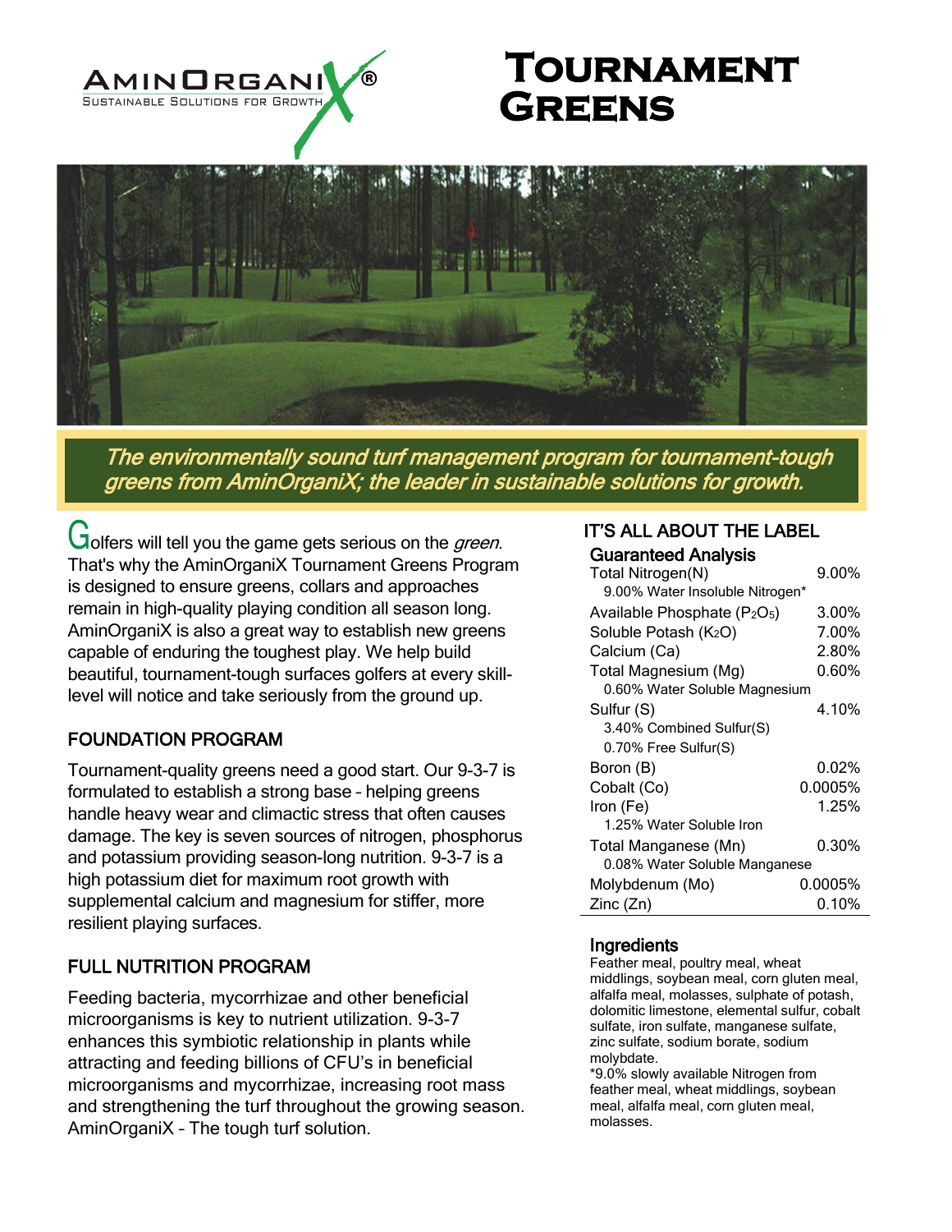AMINORGANIX®
SUSTAINABLE SOLUTIONS FOR GROWTH

# Tournament Greens

*The environmentally sound turf management program for tournament-tough greens from AminOrganiX; the leader in sustainable solutions for growth.*

Golfers will tell you the game gets serious on the *green.* That's why the AminOrganiX Tournament Greens Program is designed to ensure greens, collars and approaches remain in high-quality playing condition all season long. AminOrganiX is also a great way to establish new greens capable of enduring the toughest play. We help build beautiful, tournament-tough surfaces golfers at every skill-level will notice and take seriously from the ground up.

## FOUNDATION PROGRAM

Tournament-quality greens need a good start. Our 9-3-7 is formulated to establish a strong base – helping greens handle heavy wear and climactic stress that often causes damage. The key is seven sources of nitrogen, phosphorus and potassium providing season-long nutrition. 9-3-7 is a high potassium diet for maximum root growth with supplemental calcium and magnesium for stiffer, more resilient playing surfaces.

## FULL NUTRITION PROGRAM

Feeding bacteria, mycorrhizae and other beneficial microorganisms is key to nutrient utilization. 9-3-7 enhances this symbiotic relationship in plants while attracting and feeding billions of CFU's in beneficial microorganisms and mycorrhizae, increasing root mass and strengthening the turf throughout the growing season. AminOrganiX – The tough turf solution.

## IT'S ALL ABOUT THE LABEL

### Guaranteed Analysis

| | |
|---|---|
| Total Nitrogen(N) | 9.00% |
| 9.00% Water Insoluble Nitrogen* | |
| Available Phosphate ($P_2O_5$) | 3.00% |
| Soluble Potash ($K_2O$) | 7.00% |
| Calcium (Ca) | 2.80% |
| Total Magnesium (Mg) | 0.60% |
| 0.60% Water Soluble Magnesium | |
| Sulfur (S) | 4.10% |
| 3.40% Combined Sulfur(S) | |
| 0.70% Free Sulfur(S) | |
| Boron (B) | 0.02% |
| Cobalt (Co) | 0.0005% |
| Iron (Fe) | 1.25% |
| 1.25% Water Soluble Iron | |
| Total Manganese (Mn) | 0.30% |
| 0.08% Water Soluble Manganese | |
| Molybdenum (Mo) | 0.0005% |
| Zinc (Zn) | 0.10% |

### Ingredients

Feather meal, poultry meal, wheat middlings, soybean meal, corn gluten meal, alfalfa meal, molasses, sulphate of potash, dolomitic limestone, elemental sulfur, cobalt sulfate, iron sulfate, manganese sulfate, zinc sulfate, sodium borate, sodium molybdate.

*9.0% slowly available Nitrogen from feather meal, wheat middlings, soybean meal, alfalfa meal, corn gluten meal, molasses.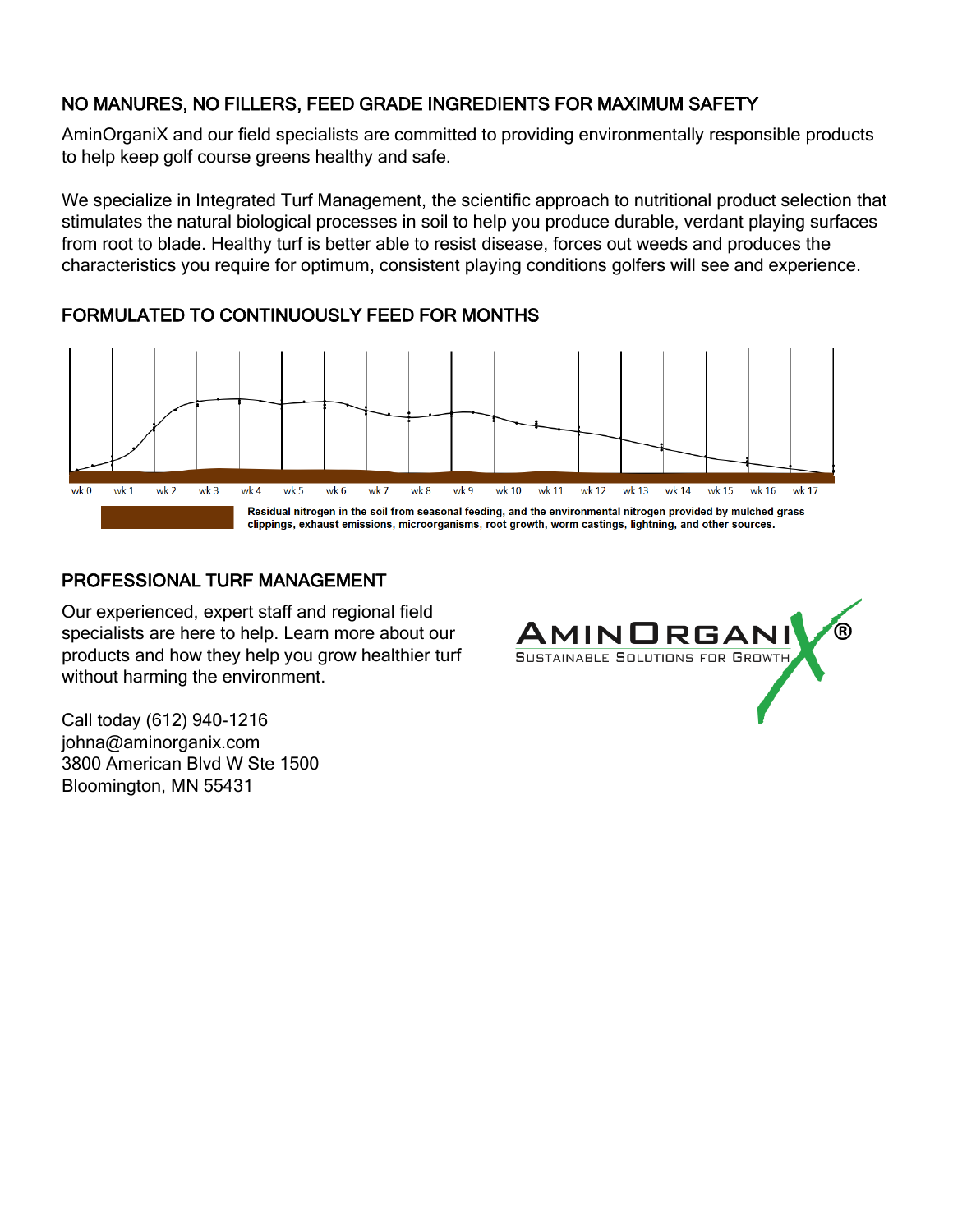## NO MANURES, NO FILLERS, FEED GRADE INGREDIENTS FOR MAXIMUM SAFETY

AminOrganiX and our field specialists are committed to providing environmentally responsible products to help keep golf course greens healthy and safe.

We specialize in Integrated Turf Management, the scientific approach to nutritional product selection that stimulates the natural biological processes in soil to help you produce durable, verdant playing surfaces from root to blade. Healthy turf is better able to resist disease, forces out weeds and produces the characteristics you require for optimum, consistent playing conditions golfers will see and experience.

## FORMULATED TO CONTINUOUSLY FEED FOR MONTHS

wk 0 wk 1 wk 2 wk 3 wk 4 wk 5 wk 6 wk 7 wk 8 wk 9 wk 10 wk 11 wk 12 wk 13 wk 14 wk 15 wk 16 wk 17

**Residual nitrogen in the soil from seasonal feeding, and the environmental nitrogen provided by mulched grass clippings, exhaust emissions, microorganisms, root growth, worm castings, lightning, and other sources.**

## PROFESSIONAL TURF MANAGEMENT

Our experienced, expert staff and regional field specialists are here to help. Learn more about our products and how they help you grow healthier turf without harming the environment.

Call today (612) 940-1216
johna@aminorganix.com
3800 American Blvd W Ste 1500
Bloomington, MN 55431

AMINORGANIX®
SUSTAINABLE SOLUTIONS FOR GROWTH